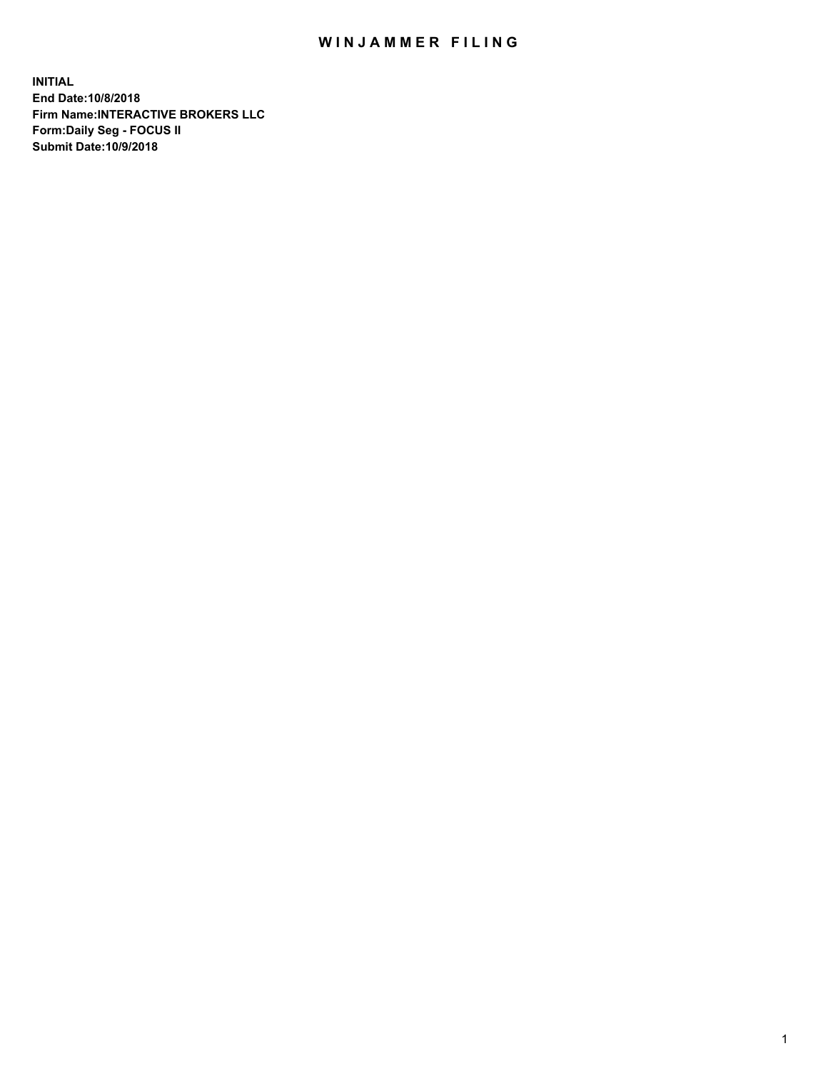# WINJAMMER FILING

**INITIAL**
**End Date:10/8/2018**
**Firm Name:INTERACTIVE BROKERS LLC**
**Form:Daily Seg - FOCUS II**
**Submit Date:10/9/2018**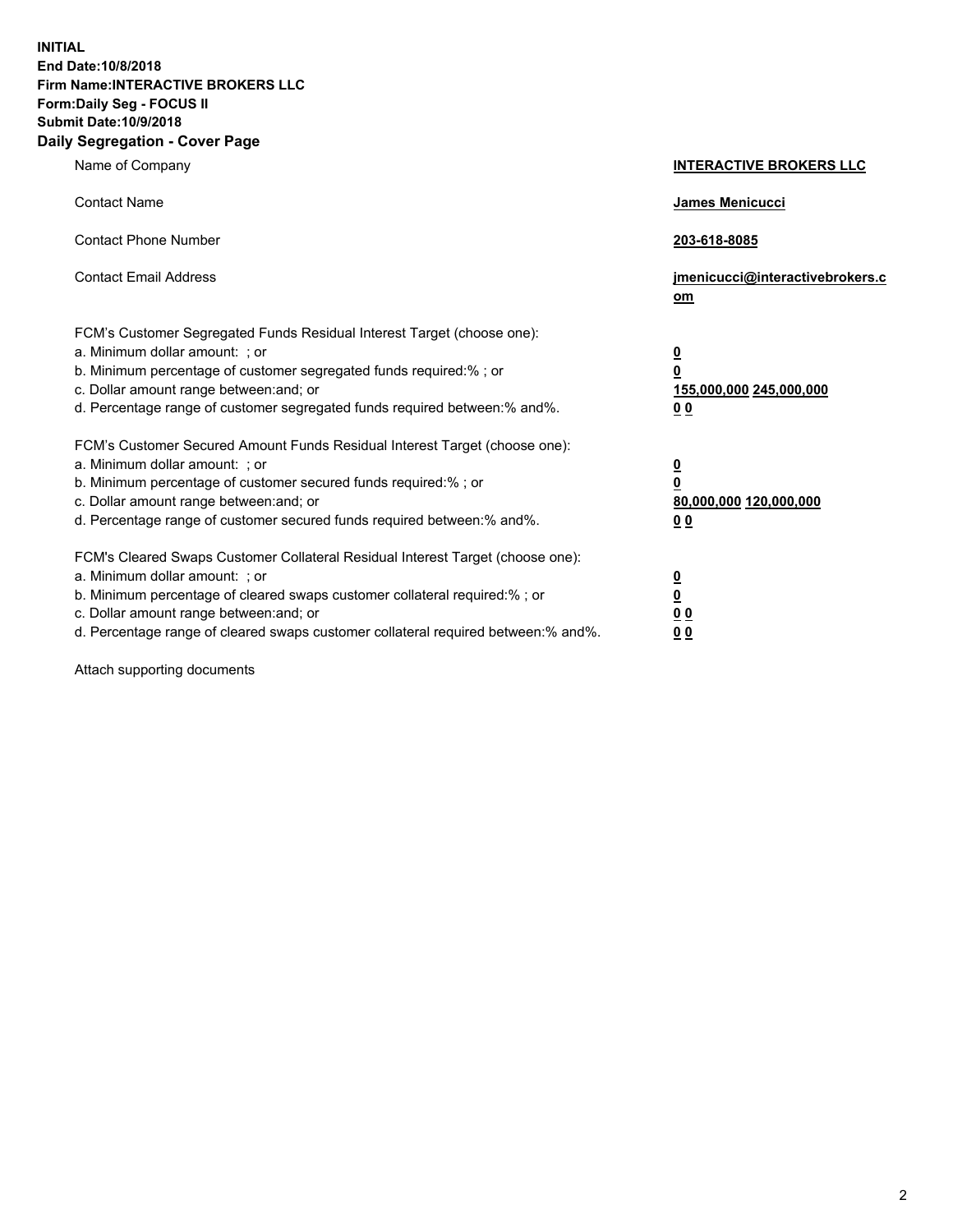**INITIAL**
**End Date:10/8/2018**
**Firm Name:INTERACTIVE BROKERS LLC**
**Form:Daily Seg - FOCUS II**
**Submit Date:10/9/2018**
**Daily Segregation - Cover Page**

| | |
|---|---|
| Name of Company | **INTERACTIVE BROKERS LLC** |
| Contact Name | **James Menicucci** |
| Contact Phone Number | **203-618-8085** |
| Contact Email Address | **jmenicucci@interactivebrokers.com** |
| FCM's Customer Segregated Funds Residual Interest Target (choose one): | |
| a. Minimum dollar amount: ; or | **0** |
| b. Minimum percentage of customer segregated funds required:% ; or | **0** |
| c. Dollar amount range between:and; or | **155,000,000 245,000,000** |
| d. Percentage range of customer segregated funds required between:% and%. | **0 0** |
| FCM's Customer Secured Amount Funds Residual Interest Target (choose one): | |
| a. Minimum dollar amount: ; or | **0** |
| b. Minimum percentage of customer secured funds required:% ; or | **0** |
| c. Dollar amount range between:and; or | **80,000,000 120,000,000** |
| d. Percentage range of customer secured funds required between:% and%. | **0 0** |
| FCM's Cleared Swaps Customer Collateral Residual Interest Target (choose one): | |
| a. Minimum dollar amount: ; or | **0** |
| b. Minimum percentage of cleared swaps customer collateral required:% ; or | **0** |
| c. Dollar amount range between:and; or | **0 0** |
| d. Percentage range of cleared swaps customer collateral required between:% and%. | **0 0** |

Attach supporting documents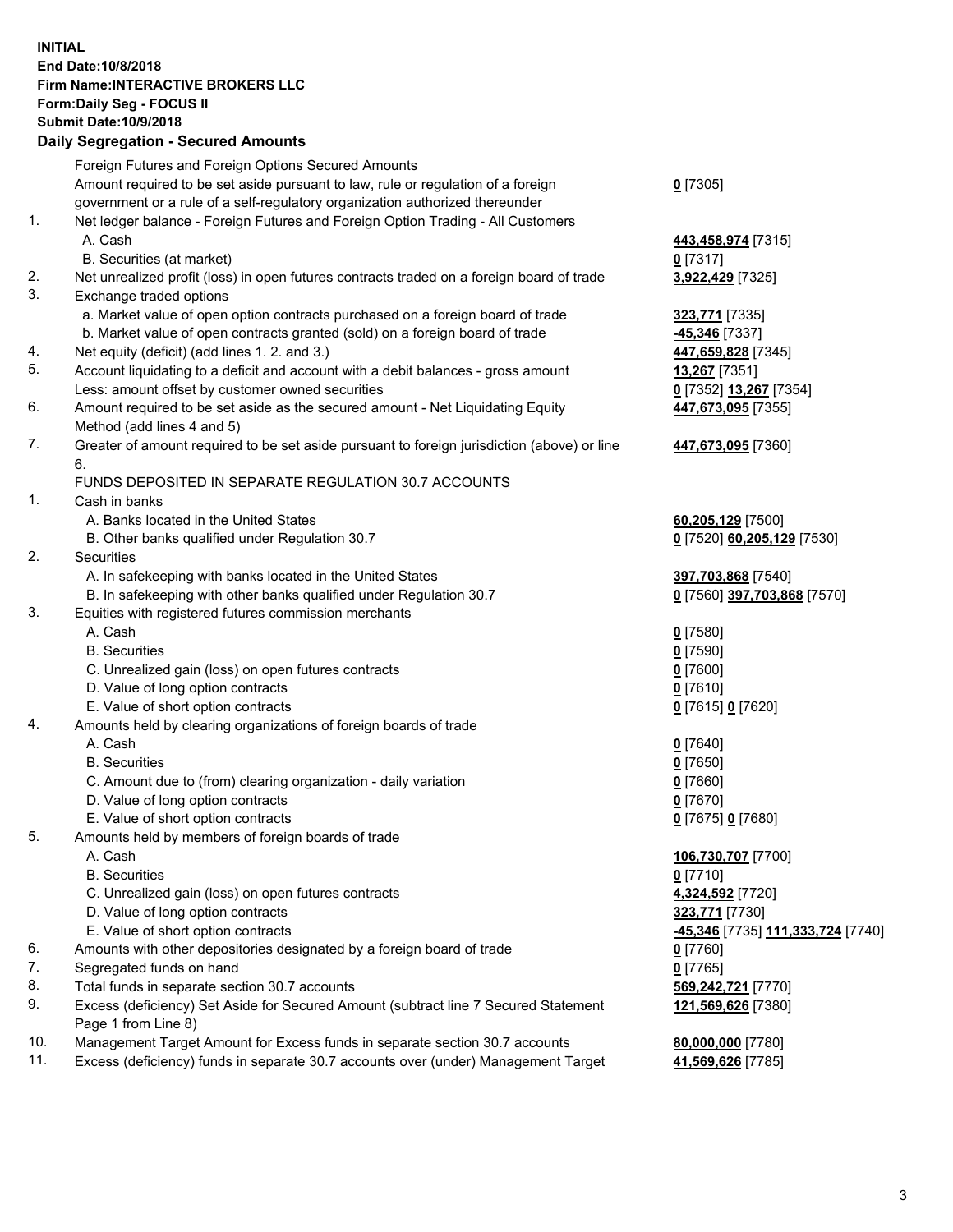**INITIAL**
**End Date:10/8/2018**
**Firm Name:INTERACTIVE BROKERS LLC**
**Form:Daily Seg - FOCUS II**
**Submit Date:10/9/2018**
**Daily Segregation - Secured Amounts**

| | | |
|---|---|---|
| | Foreign Futures and Foreign Options Secured Amounts | |
| | Amount required to be set aside pursuant to law, rule or regulation of a foreign government or a rule of a self-regulatory organization authorized thereunder | **0** [7305] |
| 1. | Net ledger balance - Foreign Futures and Foreign Option Trading - All Customers | |
| | A. Cash | **443,458,974** [7315] |
| | B. Securities (at market) | **0** [7317] |
| 2. | Net unrealized profit (loss) in open futures contracts traded on a foreign board of trade | **3,922,429** [7325] |
| 3. | Exchange traded options | |
| | a. Market value of open option contracts purchased on a foreign board of trade | **323,771** [7335] |
| | b. Market value of open contracts granted (sold) on a foreign board of trade | **-45,346** [7337] |
| 4. | Net equity (deficit) (add lines 1. 2. and 3.) | **447,659,828** [7345] |
| 5. | Account liquidating to a deficit and account with a debit balances - gross amount | **13,267** [7351] |
| | Less: amount offset by customer owned securities | **0** [7352] **13,267** [7354] |
| 6. | Amount required to be set aside as the secured amount - Net Liquidating Equity Method (add lines 4 and 5) | **447,673,095** [7355] |
| 7. | Greater of amount required to be set aside pursuant to foreign jurisdiction (above) or line 6. | **447,673,095** [7360] |
| | FUNDS DEPOSITED IN SEPARATE REGULATION 30.7 ACCOUNTS | |
| 1. | Cash in banks | |
| | A. Banks located in the United States | **60,205,129** [7500] |
| | B. Other banks qualified under Regulation 30.7 | **0** [7520] **60,205,129** [7530] |
| 2. | Securities | |
| | A. In safekeeping with banks located in the United States | **397,703,868** [7540] |
| | B. In safekeeping with other banks qualified under Regulation 30.7 | **0** [7560] **397,703,868** [7570] |
| 3. | Equities with registered futures commission merchants | |
| | A. Cash | **0** [7580] |
| | B. Securities | **0** [7590] |
| | C. Unrealized gain (loss) on open futures contracts | **0** [7600] |
| | D. Value of long option contracts | **0** [7610] |
| | E. Value of short option contracts | **0** [7615] **0** [7620] |
| 4. | Amounts held by clearing organizations of foreign boards of trade | |
| | A. Cash | **0** [7640] |
| | B. Securities | **0** [7650] |
| | C. Amount due to (from) clearing organization - daily variation | **0** [7660] |
| | D. Value of long option contracts | **0** [7670] |
| | E. Value of short option contracts | **0** [7675] **0** [7680] |
| 5. | Amounts held by members of foreign boards of trade | |
| | A. Cash | **106,730,707** [7700] |
| | B. Securities | **0** [7710] |
| | C. Unrealized gain (loss) on open futures contracts | **4,324,592** [7720] |
| | D. Value of long option contracts | **323,771** [7730] |
| | E. Value of short option contracts | **-45,346** [7735] **111,333,724** [7740] |
| 6. | Amounts with other depositories designated by a foreign board of trade | **0** [7760] |
| 7. | Segregated funds on hand | **0** [7765] |
| 8. | Total funds in separate section 30.7 accounts | **569,242,721** [7770] |
| 9. | Excess (deficiency) Set Aside for Secured Amount (subtract line 7 Secured Statement Page 1 from Line 8) | **121,569,626** [7380] |
| 10. | Management Target Amount for Excess funds in separate section 30.7 accounts | **80,000,000** [7780] |
| 11. | Excess (deficiency) funds in separate 30.7 accounts over (under) Management Target | **41,569,626** [7785] |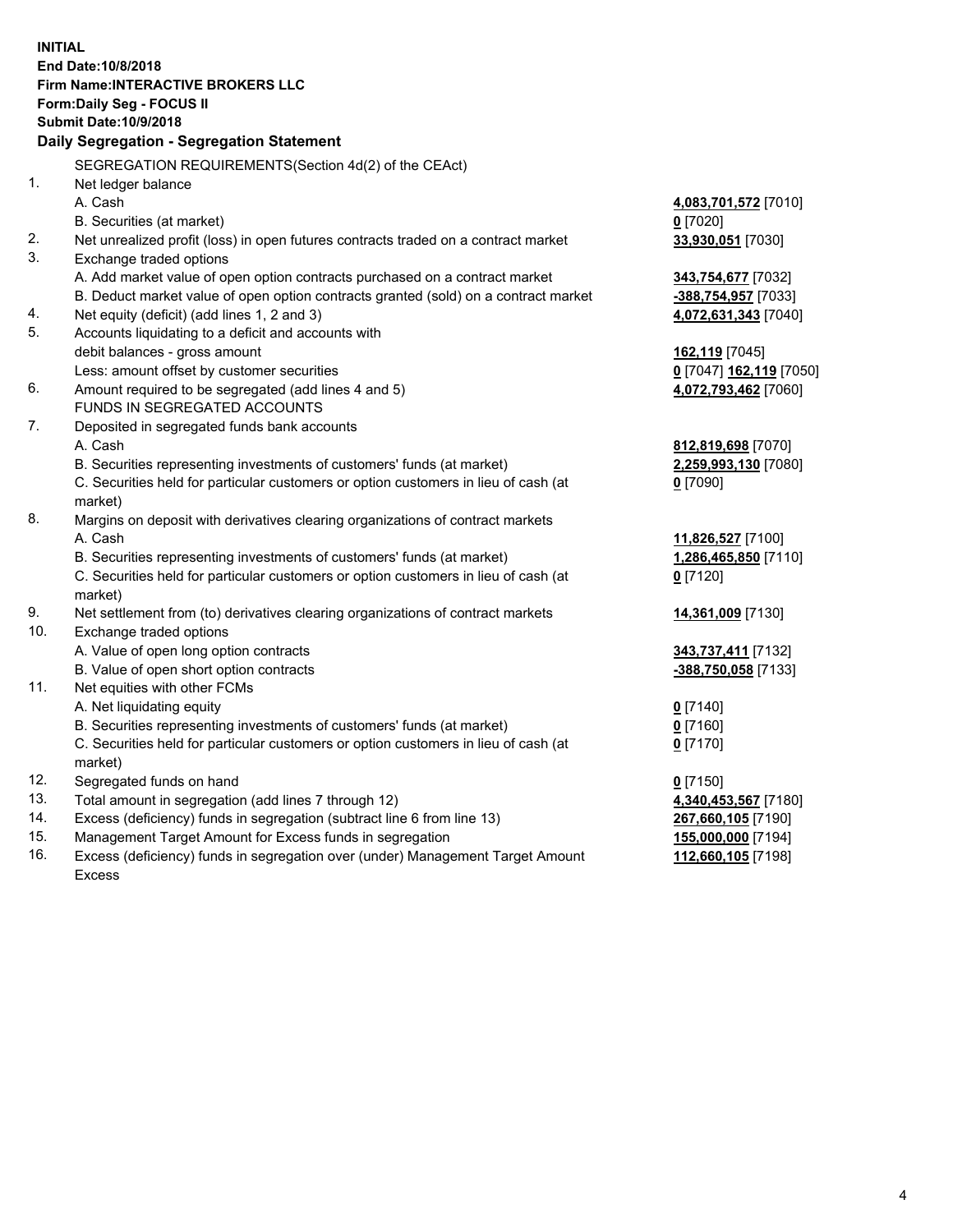**INITIAL**
**End Date:10/8/2018**
**Firm Name:INTERACTIVE BROKERS LLC**
**Form:Daily Seg - FOCUS II**
**Submit Date:10/9/2018**
**Daily Segregation - Segregation Statement**

SEGREGATION REQUIREMENTS(Section 4d(2) of the CEAct)

| | | |
|---|---|---|
| 1. | Net ledger balance | |
| | A. Cash | **4,083,701,572** [7010] |
| | B. Securities (at market) | **0** [7020] |
| 2. | Net unrealized profit (loss) in open futures contracts traded on a contract market | **33,930,051** [7030] |
| 3. | Exchange traded options | |
| | A. Add market value of open option contracts purchased on a contract market | **343,754,677** [7032] |
| | B. Deduct market value of open option contracts granted (sold) on a contract market | **-388,754,957** [7033] |
| 4. | Net equity (deficit) (add lines 1, 2 and 3) | **4,072,631,343** [7040] |
| 5. | Accounts liquidating to a deficit and accounts with debit balances - gross amount | **162,119** [7045] |
| | Less: amount offset by customer securities | **0** [7047] **162,119** [7050] |
| 6. | Amount required to be segregated (add lines 4 and 5) | **4,072,793,462** [7060] |
| | FUNDS IN SEGREGATED ACCOUNTS | |
| 7. | Deposited in segregated funds bank accounts | |
| | A. Cash | **812,819,698** [7070] |
| | B. Securities representing investments of customers' funds (at market) | **2,259,993,130** [7080] |
| | C. Securities held for particular customers or option customers in lieu of cash (at market) | **0** [7090] |
| 8. | Margins on deposit with derivatives clearing organizations of contract markets | |
| | A. Cash | **11,826,527** [7100] |
| | B. Securities representing investments of customers' funds (at market) | **1,286,465,850** [7110] |
| | C. Securities held for particular customers or option customers in lieu of cash (at market) | **0** [7120] |
| 9. | Net settlement from (to) derivatives clearing organizations of contract markets | **14,361,009** [7130] |
| 10. | Exchange traded options | |
| | A. Value of open long option contracts | **343,737,411** [7132] |
| | B. Value of open short option contracts | **-388,750,058** [7133] |
| 11. | Net equities with other FCMs | |
| | A. Net liquidating equity | **0** [7140] |
| | B. Securities representing investments of customers' funds (at market) | **0** [7160] |
| | C. Securities held for particular customers or option customers in lieu of cash (at market) | **0** [7170] |
| 12. | Segregated funds on hand | **0** [7150] |
| 13. | Total amount in segregation (add lines 7 through 12) | **4,340,453,567** [7180] |
| 14. | Excess (deficiency) funds in segregation (subtract line 6 from line 13) | **267,660,105** [7190] |
| 15. | Management Target Amount for Excess funds in segregation | **155,000,000** [7194] |
| 16. | Excess (deficiency) funds in segregation over (under) Management Target Amount Excess | **112,660,105** [7198] |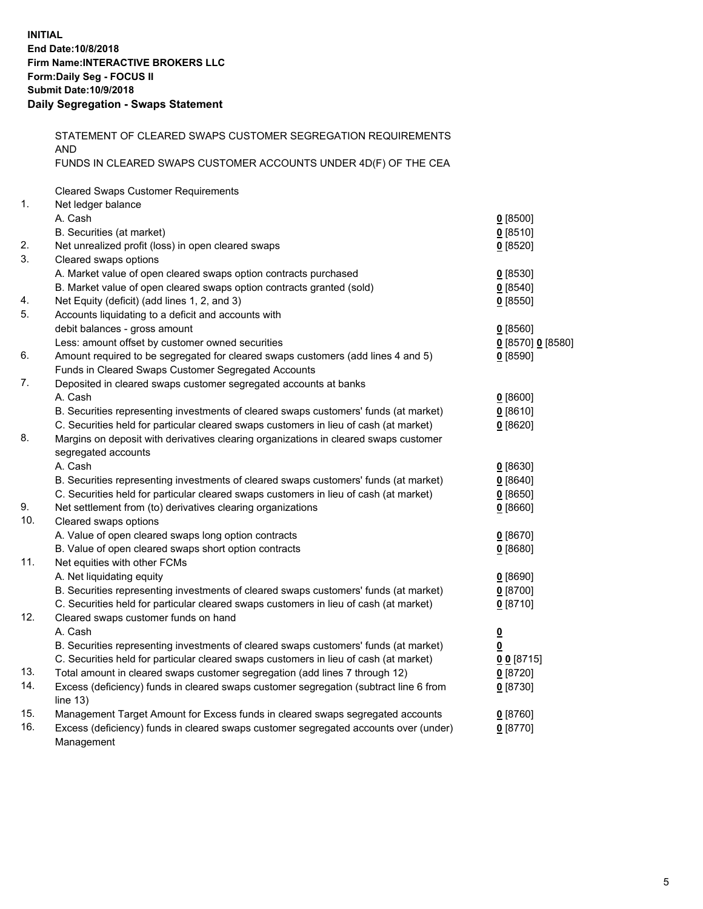**INITIAL**
**End Date:10/8/2018**
**Firm Name:INTERACTIVE BROKERS LLC**
**Form:Daily Seg - FOCUS II**
**Submit Date:10/9/2018**
**Daily Segregation - Swaps Statement**

STATEMENT OF CLEARED SWAPS CUSTOMER SEGREGATION REQUIREMENTS AND FUNDS IN CLEARED SWAPS CUSTOMER ACCOUNTS UNDER 4D(F) OF THE CEA

| | | |
|---|---|---|
| | Cleared Swaps Customer Requirements | |
| 1. | Net ledger balance | |
| | A. Cash | 0 [8500] |
| | B. Securities (at market) | 0 [8510] |
| 2. | Net unrealized profit (loss) in open cleared swaps | 0 [8520] |
| 3. | Cleared swaps options | |
| | A. Market value of open cleared swaps option contracts purchased | 0 [8530] |
| | B. Market value of open cleared swaps option contracts granted (sold) | 0 [8540] |
| 4. | Net Equity (deficit) (add lines 1, 2, and 3) | 0 [8550] |
| 5. | Accounts liquidating to a deficit and accounts with debit balances - gross amount | 0 [8560] |
| | Less: amount offset by customer owned securities | 0 [8570] 0 [8580] |
| 6. | Amount required to be segregated for cleared swaps customers (add lines 4 and 5) | 0 [8590] |
| | Funds in Cleared Swaps Customer Segregated Accounts | |
| 7. | Deposited in cleared swaps customer segregated accounts at banks | |
| | A. Cash | 0 [8600] |
| | B. Securities representing investments of cleared swaps customers' funds (at market) | 0 [8610] |
| | C. Securities held for particular cleared swaps customers in lieu of cash (at market) | 0 [8620] |
| 8. | Margins on deposit with derivatives clearing organizations in cleared swaps customer segregated accounts | |
| | A. Cash | 0 [8630] |
| | B. Securities representing investments of cleared swaps customers' funds (at market) | 0 [8640] |
| | C. Securities held for particular cleared swaps customers in lieu of cash (at market) | 0 [8650] |
| 9. | Net settlement from (to) derivatives clearing organizations | 0 [8660] |
| 10. | Cleared swaps options | |
| | A. Value of open cleared swaps long option contracts | 0 [8670] |
| | B. Value of open cleared swaps short option contracts | 0 [8680] |
| 11. | Net equities with other FCMs | |
| | A. Net liquidating equity | 0 [8690] |
| | B. Securities representing investments of cleared swaps customers' funds (at market) | 0 [8700] |
| | C. Securities held for particular cleared swaps customers in lieu of cash (at market) | 0 [8710] |
| 12. | Cleared swaps customer funds on hand | |
| | A. Cash | 0 |
| | B. Securities representing investments of cleared swaps customers' funds (at market) | 0 |
| | C. Securities held for particular cleared swaps customers in lieu of cash (at market) | 0 0 [8715] |
| 13. | Total amount in cleared swaps customer segregation (add lines 7 through 12) | 0 [8720] |
| 14. | Excess (deficiency) funds in cleared swaps customer segregation (subtract line 6 from line 13) | 0 [8730] |
| 15. | Management Target Amount for Excess funds in cleared swaps segregated accounts | 0 [8760] |
| 16. | Excess (deficiency) funds in cleared swaps customer segregated accounts over (under) Management | 0 [8770] |